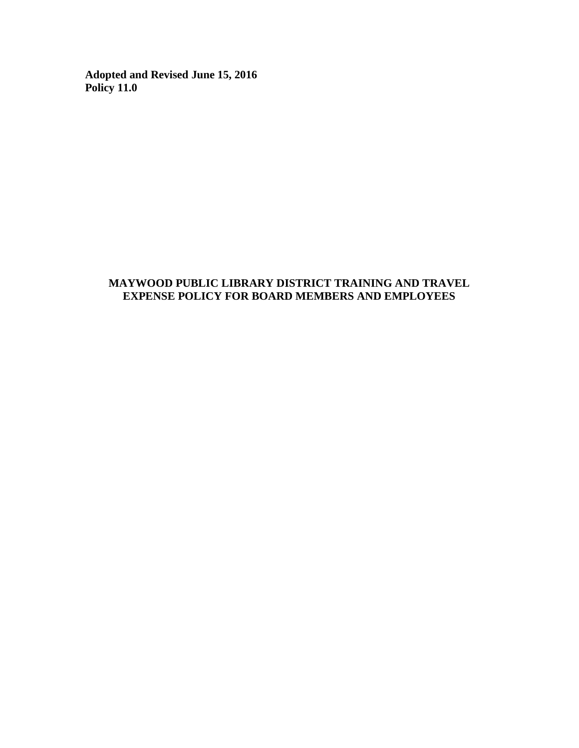**Adopted and Revised June 15, 2016**
**Policy 11.0**

# MAYWOOD PUBLIC LIBRARY DISTRICT TRAINING AND TRAVEL EXPENSE POLICY FOR BOARD MEMBERS AND EMPLOYEES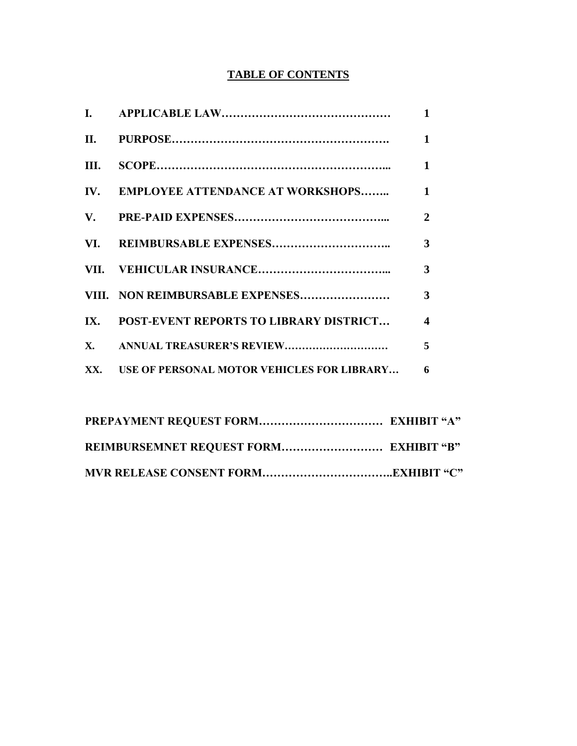## TABLE OF CONTENTS

| | | |
|---|---|---|
| **I.** | **APPLICABLE LAW……………………………………** | **1** |
| **II.** | **PURPOSE……………………………………………….** | **1** |
| **III.** | **SCOPE…………………………………………………...** | **1** |
| **IV.** | **EMPLOYEE ATTENDANCE AT WORKSHOPS……..** | **1** |
| **V.** | **PRE-PAID EXPENSES………………………………...** | **2** |
| **VI.** | **REIMBURSABLE EXPENSES………………………..** | **3** |
| **VII.** | **VEHICULAR INSURANCE…………………………...** | **3** |
| **VIII.** | **NON REIMBURSABLE EXPENSES……………………** | **3** |
| **IX.** | **POST-EVENT REPORTS TO LIBRARY DISTRICT…** | **4** |
| **X.** | **ANNUAL TREASURER'S REVIEW…………………………** | **5** |
| **XX.** | **USE OF PERSONAL MOTOR VEHICLES FOR LIBRARY…** | **6** |

**PREPAYMENT REQUEST FORM…………………………… EXHIBIT "A"**

**REIMBURSEMNET REQUEST FORM……………………… EXHIBIT "B"**

**MVR RELEASE CONSENT FORM……………………………..EXHIBIT "C"**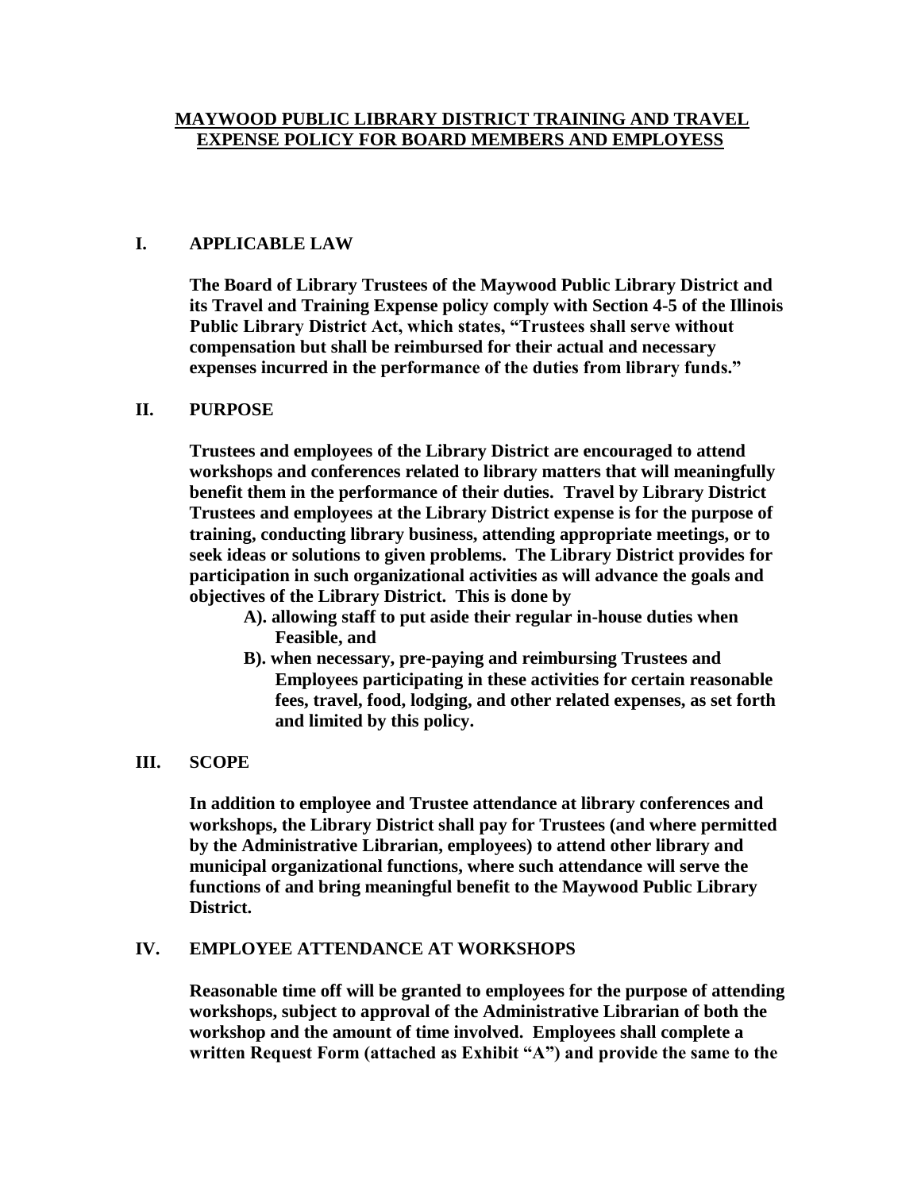# MAYWOOD PUBLIC LIBRARY DISTRICT TRAINING AND TRAVEL EXPENSE POLICY FOR BOARD MEMBERS AND EMPLOYESS

## I. APPLICABLE LAW

**The Board of Library Trustees of the Maywood Public Library District and its Travel and Training Expense policy comply with Section 4-5 of the Illinois Public Library District Act, which states, "Trustees shall serve without compensation but shall be reimbursed for their actual and necessary expenses incurred in the performance of the duties from library funds."**

## II. PURPOSE

**Trustees and employees of the Library District are encouraged to attend workshops and conferences related to library matters that will meaningfully benefit them in the performance of their duties. Travel by Library District Trustees and employees at the Library District expense is for the purpose of training, conducting library business, attending appropriate meetings, or to seek ideas or solutions to given problems. The Library District provides for participation in such organizational activities as will advance the goals and objectives of the Library District. This is done by**

**A). allowing staff to put aside their regular in-house duties when Feasible, and**

**B). when necessary, pre-paying and reimbursing Trustees and Employees participating in these activities for certain reasonable fees, travel, food, lodging, and other related expenses, as set forth and limited by this policy.**

## III. SCOPE

**In addition to employee and Trustee attendance at library conferences and workshops, the Library District shall pay for Trustees (and where permitted by the Administrative Librarian, employees) to attend other library and municipal organizational functions, where such attendance will serve the functions of and bring meaningful benefit to the Maywood Public Library District.**

## IV. EMPLOYEE ATTENDANCE AT WORKSHOPS

**Reasonable time off will be granted to employees for the purpose of attending workshops, subject to approval of the Administrative Librarian of both the workshop and the amount of time involved. Employees shall complete a written Request Form (attached as Exhibit "A") and provide the same to the**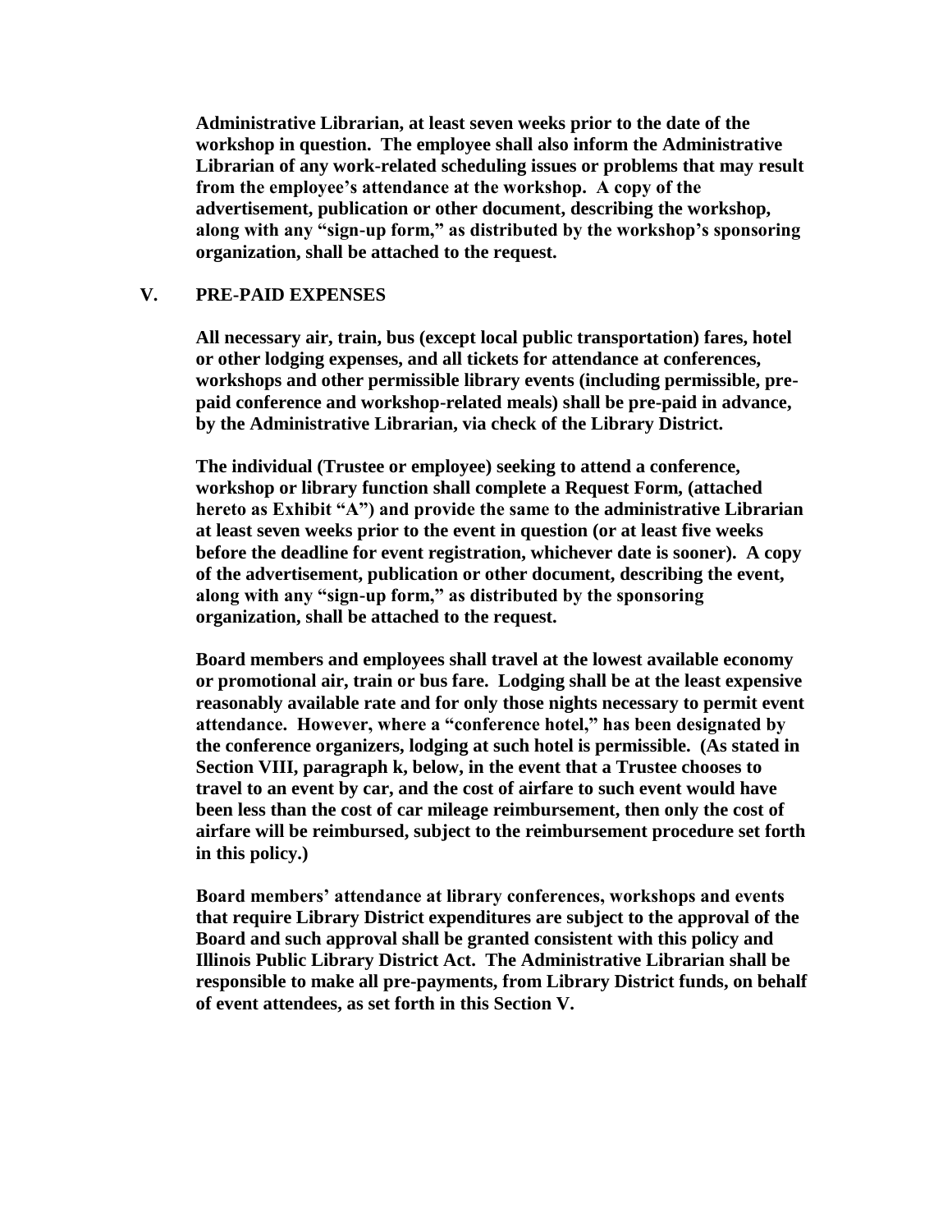**Administrative Librarian, at least seven weeks prior to the date of the workshop in question. The employee shall also inform the Administrative Librarian of any work-related scheduling issues or problems that may result from the employee's attendance at the workshop. A copy of the advertisement, publication or other document, describing the workshop, along with any "sign-up form," as distributed by the workshop's sponsoring organization, shall be attached to the request.**

## V. PRE-PAID EXPENSES

**All necessary air, train, bus (except local public transportation) fares, hotel or other lodging expenses, and all tickets for attendance at conferences, workshops and other permissible library events (including permissible, pre-paid conference and workshop-related meals) shall be pre-paid in advance, by the Administrative Librarian, via check of the Library District.**

**The individual (Trustee or employee) seeking to attend a conference, workshop or library function shall complete a Request Form, (attached hereto as Exhibit "A") and provide the same to the administrative Librarian at least seven weeks prior to the event in question (or at least five weeks before the deadline for event registration, whichever date is sooner). A copy of the advertisement, publication or other document, describing the event, along with any "sign-up form," as distributed by the sponsoring organization, shall be attached to the request.**

**Board members and employees shall travel at the lowest available economy or promotional air, train or bus fare. Lodging shall be at the least expensive reasonably available rate and for only those nights necessary to permit event attendance. However, where a "conference hotel," has been designated by the conference organizers, lodging at such hotel is permissible. (As stated in Section VIII, paragraph k, below, in the event that a Trustee chooses to travel to an event by car, and the cost of airfare to such event would have been less than the cost of car mileage reimbursement, then only the cost of airfare will be reimbursed, subject to the reimbursement procedure set forth in this policy.)**

**Board members' attendance at library conferences, workshops and events that require Library District expenditures are subject to the approval of the Board and such approval shall be granted consistent with this policy and Illinois Public Library District Act. The Administrative Librarian shall be responsible to make all pre-payments, from Library District funds, on behalf of event attendees, as set forth in this Section V.**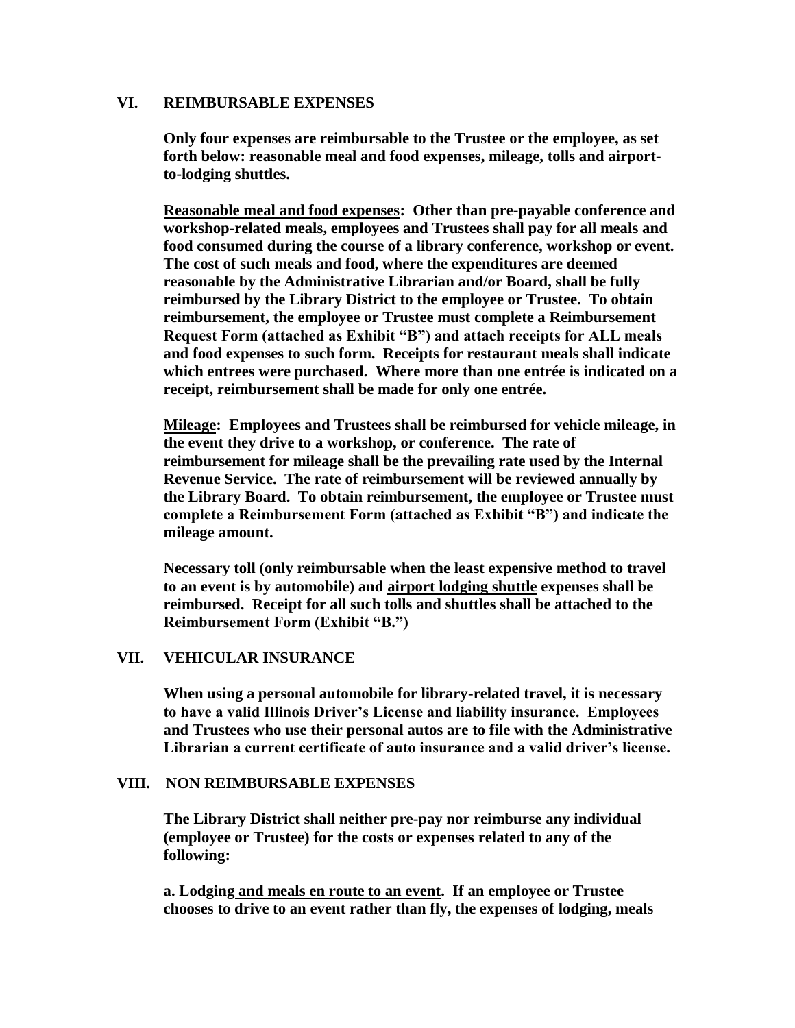## VI. REIMBURSABLE EXPENSES

**Only four expenses are reimbursable to the Trustee or the employee, as set forth below: reasonable meal and food expenses, mileage, tolls and airport-to-lodging shuttles.**

**Reasonable meal and food expenses: Other than pre-payable conference and workshop-related meals, employees and Trustees shall pay for all meals and food consumed during the course of a library conference, workshop or event. The cost of such meals and food, where the expenditures are deemed reasonable by the Administrative Librarian and/or Board, shall be fully reimbursed by the Library District to the employee or Trustee. To obtain reimbursement, the employee or Trustee must complete a Reimbursement Request Form (attached as Exhibit "B") and attach receipts for ALL meals and food expenses to such form. Receipts for restaurant meals shall indicate which entrees were purchased. Where more than one entrée is indicated on a receipt, reimbursement shall be made for only one entrée.**

**Mileage: Employees and Trustees shall be reimbursed for vehicle mileage, in the event they drive to a workshop, or conference. The rate of reimbursement for mileage shall be the prevailing rate used by the Internal Revenue Service. The rate of reimbursement will be reviewed annually by the Library Board. To obtain reimbursement, the employee or Trustee must complete a Reimbursement Form (attached as Exhibit "B") and indicate the mileage amount.**

**Necessary toll (only reimbursable when the least expensive method to travel to an event is by automobile) and airport lodging shuttle expenses shall be reimbursed. Receipt for all such tolls and shuttles shall be attached to the Reimbursement Form (Exhibit "B.")**

## VII. VEHICULAR INSURANCE

**When using a personal automobile for library-related travel, it is necessary to have a valid Illinois Driver's License and liability insurance. Employees and Trustees who use their personal autos are to file with the Administrative Librarian a current certificate of auto insurance and a valid driver's license.**

## VIII. NON REIMBURSABLE EXPENSES

**The Library District shall neither pre-pay nor reimburse any individual (employee or Trustee) for the costs or expenses related to any of the following:**

**a. Lodging and meals en route to an event. If an employee or Trustee chooses to drive to an event rather than fly, the expenses of lodging, meals**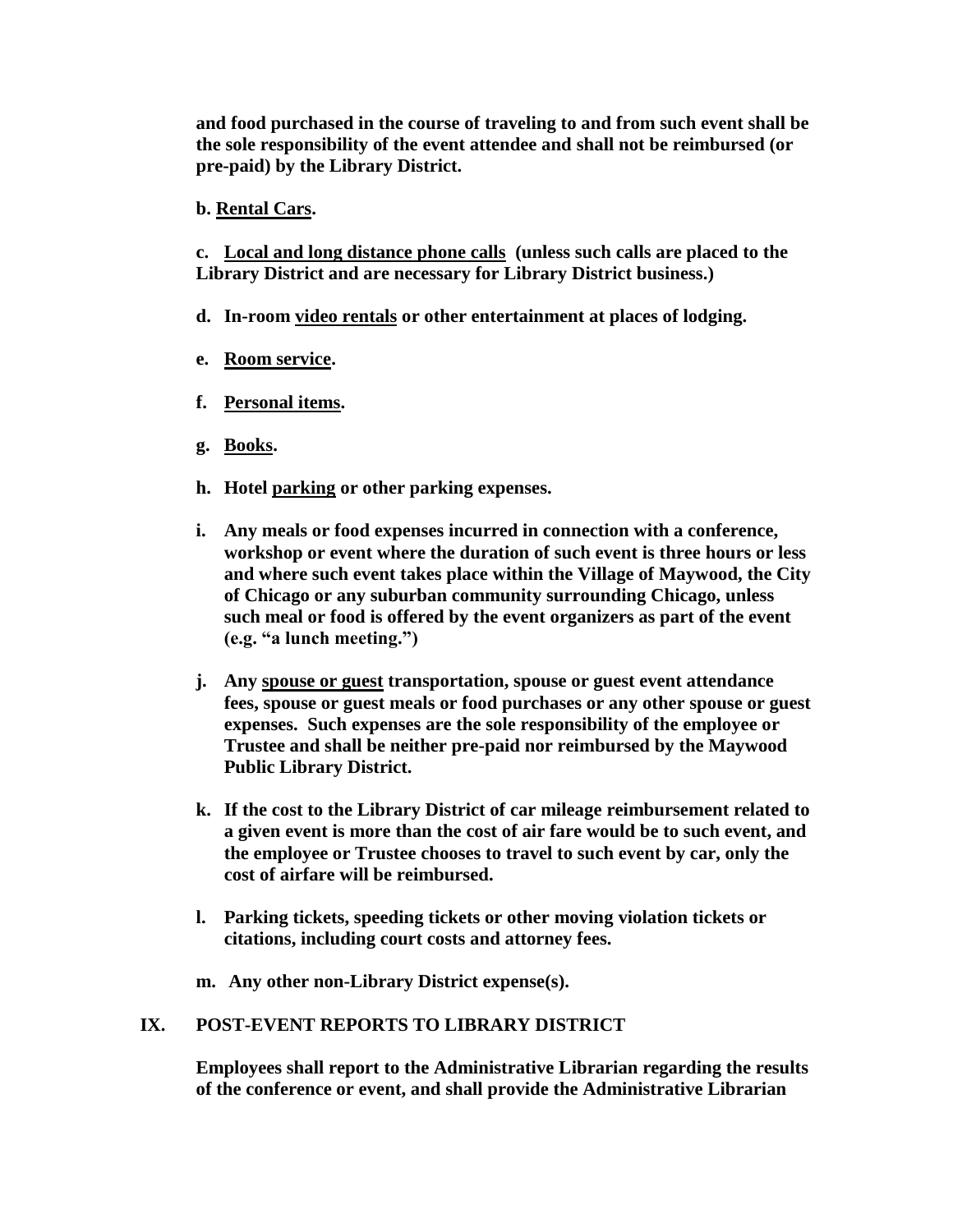**and food purchased in the course of traveling to and from such event shall be the sole responsibility of the event attendee and shall not be reimbursed (or pre-paid) by the Library District.**

**b. <u>Rental Cars</u>.**

**c. <u>Local and long distance phone calls</u> (unless such calls are placed to the Library District and are necessary for Library District business.)**

**d. In-room <u>video rentals</u> or other entertainment at places of lodging.**

**e. <u>Room service</u>.**

**f. <u>Personal items</u>.**

**g. <u>Books</u>.**

**h. Hotel <u>parking</u> or other parking expenses.**

**i. Any meals or food expenses incurred in connection with a conference, workshop or event where the duration of such event is three hours or less and where such event takes place within the Village of Maywood, the City of Chicago or any suburban community surrounding Chicago, unless such meal or food is offered by the event organizers as part of the event (e.g. "a lunch meeting.")**

**j. Any <u>spouse or guest</u> transportation, spouse or guest event attendance fees, spouse or guest meals or food purchases or any other spouse or guest expenses. Such expenses are the sole responsibility of the employee or Trustee and shall be neither pre-paid nor reimbursed by the Maywood Public Library District.**

**k. If the cost to the Library District of car mileage reimbursement related to a given event is more than the cost of air fare would be to such event, and the employee or Trustee chooses to travel to such event by car, only the cost of airfare will be reimbursed.**

**l. Parking tickets, speeding tickets or other moving violation tickets or citations, including court costs and attorney fees.**

**m. Any other non-Library District expense(s).**

## IX. POST-EVENT REPORTS TO LIBRARY DISTRICT

**Employees shall report to the Administrative Librarian regarding the results of the conference or event, and shall provide the Administrative Librarian**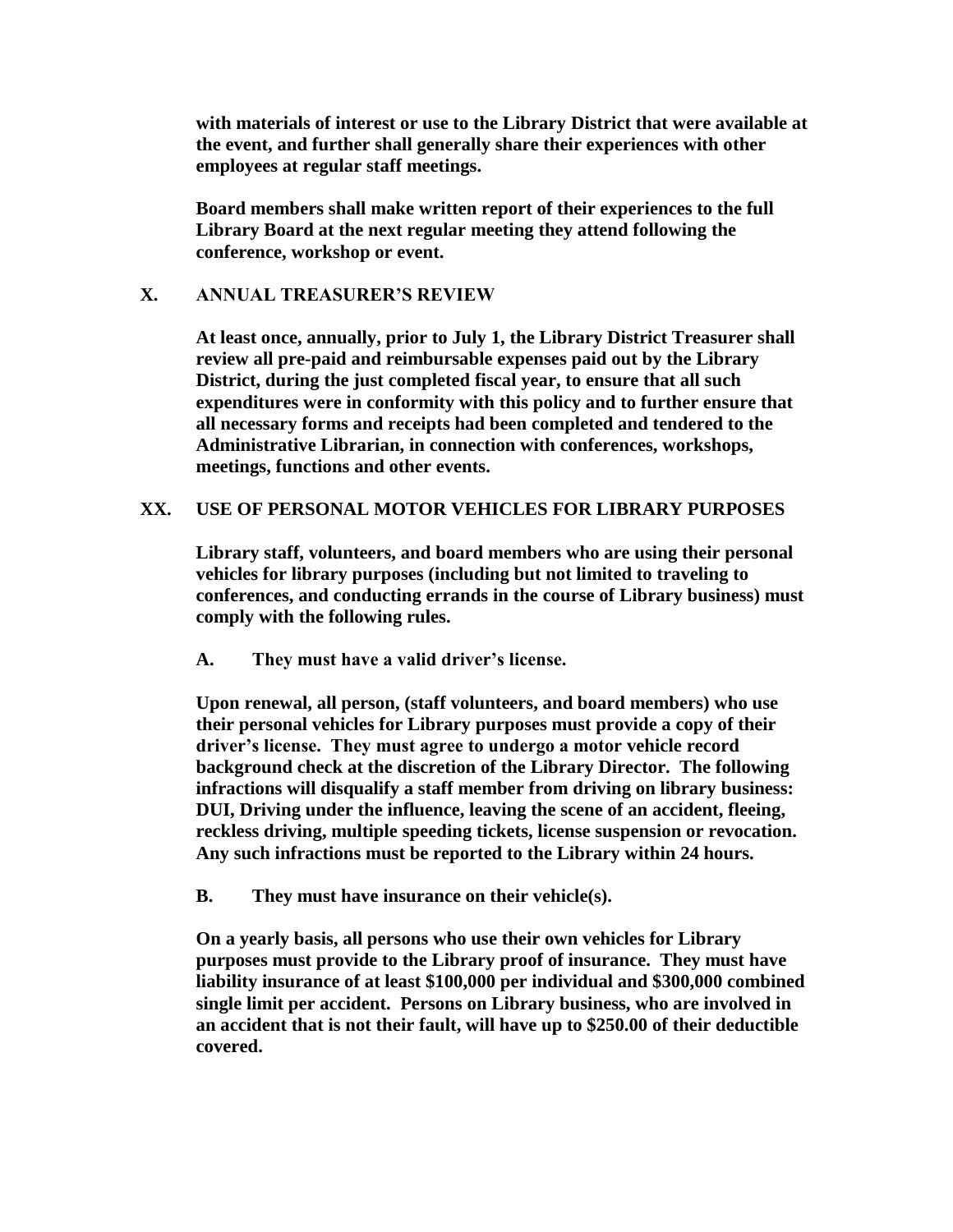**with materials of interest or use to the Library District that were available at the event, and further shall generally share their experiences with other employees at regular staff meetings.**

**Board members shall make written report of their experiences to the full Library Board at the next regular meeting they attend following the conference, workshop or event.**

## X. ANNUAL TREASURER'S REVIEW

**At least once, annually, prior to July 1, the Library District Treasurer shall review all pre-paid and reimbursable expenses paid out by the Library District, during the just completed fiscal year, to ensure that all such expenditures were in conformity with this policy and to further ensure that all necessary forms and receipts had been completed and tendered to the Administrative Librarian, in connection with conferences, workshops, meetings, functions and other events.**

## XX. USE OF PERSONAL MOTOR VEHICLES FOR LIBRARY PURPOSES

**Library staff, volunteers, and board members who are using their personal vehicles for library purposes (including but not limited to traveling to conferences, and conducting errands in the course of Library business) must comply with the following rules.**

**A. They must have a valid driver's license.**

**Upon renewal, all person, (staff volunteers, and board members) who use their personal vehicles for Library purposes must provide a copy of their driver's license. They must agree to undergo a motor vehicle record background check at the discretion of the Library Director. The following infractions will disqualify a staff member from driving on library business: DUI, Driving under the influence, leaving the scene of an accident, fleeing, reckless driving, multiple speeding tickets, license suspension or revocation. Any such infractions must be reported to the Library within 24 hours.**

**B. They must have insurance on their vehicle(s).**

**On a yearly basis, all persons who use their own vehicles for Library purposes must provide to the Library proof of insurance. They must have liability insurance of at least $100,000 per individual and $300,000 combined single limit per accident. Persons on Library business, who are involved in an accident that is not their fault, will have up to $250.00 of their deductible covered.**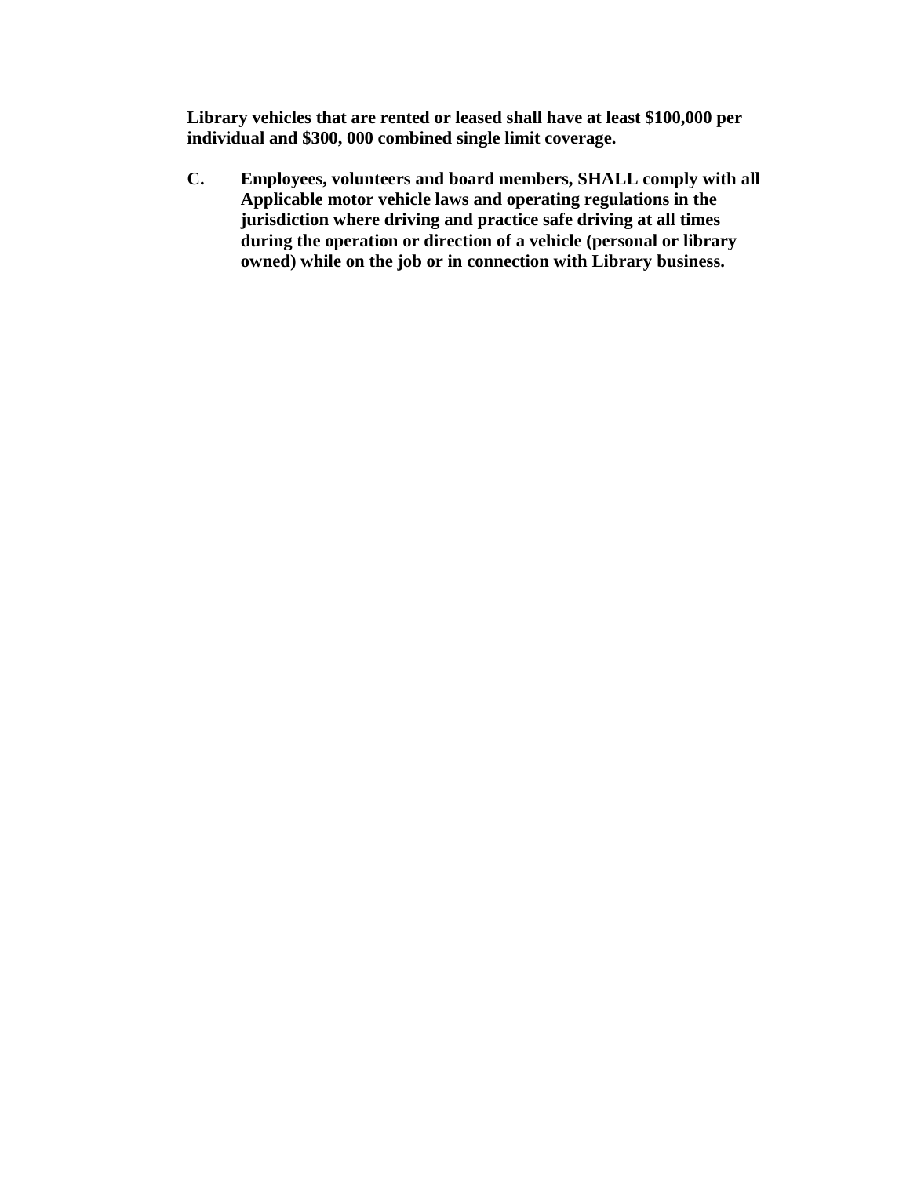**Library vehicles that are rented or leased shall have at least $100,000 per individual and $300, 000 combined single limit coverage.**

**C. Employees, volunteers and board members, SHALL comply with all Applicable motor vehicle laws and operating regulations in the jurisdiction where driving and practice safe driving at all times during the operation or direction of a vehicle (personal or library owned) while on the job or in connection with Library business.**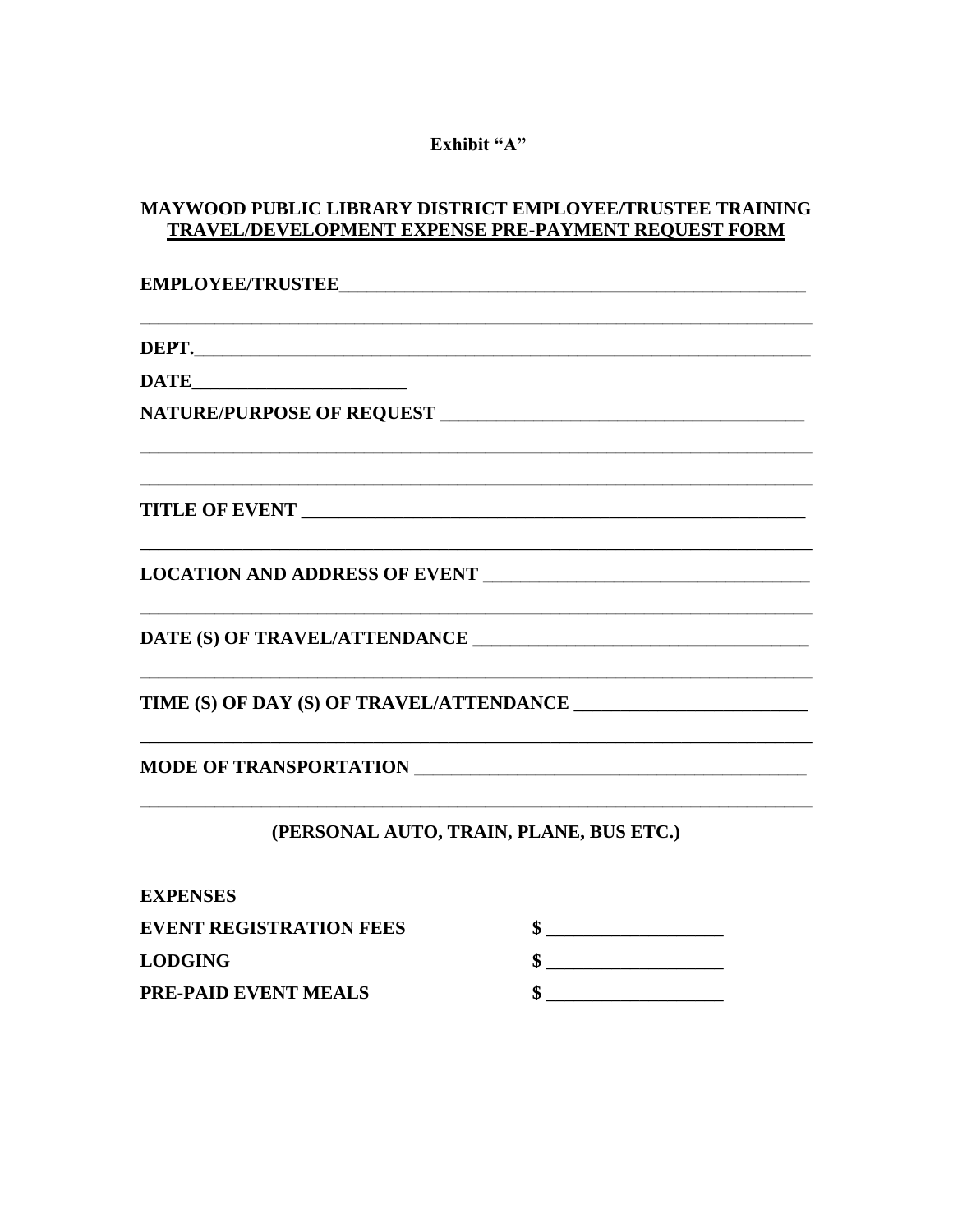**Exhibit "A"**

**MAYWOOD PUBLIC LIBRARY DISTRICT EMPLOYEE/TRUSTEE TRAINING**
**TRAVEL/DEVELOPMENT EXPENSE PRE-PAYMENT REQUEST FORM**

**EMPLOYEE/TRUSTEE**______________________________________________________

__________________________________________________________________________

**DEPT.**___________________________________________________________________

**DATE**______________________

**NATURE/PURPOSE OF REQUEST** ______________________________________

__________________________________________________________________________

__________________________________________________________________________

**TITLE OF EVENT** ____________________________________________________

__________________________________________________________________________

**LOCATION AND ADDRESS OF EVENT** _________________________________

__________________________________________________________________________

**DATE (S) OF TRAVEL/ATTENDANCE** __________________________________

__________________________________________________________________________

**TIME (S) OF DAY (S) OF TRAVEL/ATTENDANCE** _______________________

__________________________________________________________________________

**MODE OF TRANSPORTATION** _______________________________________

__________________________________________________________________________

**(PERSONAL AUTO, TRAIN, PLANE, BUS ETC.)**

**EXPENSES**

**EVENT REGISTRATION FEES** $ __________________

**LODGING** $ __________________

**PRE-PAID EVENT MEALS** $ __________________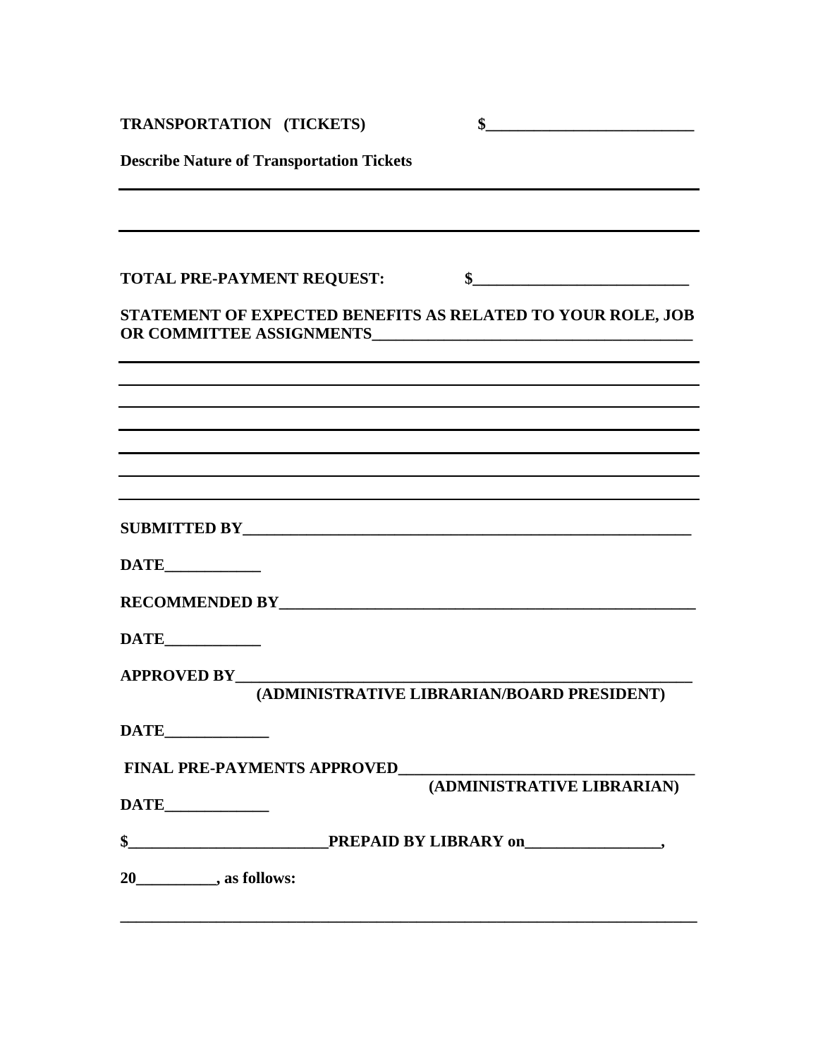**TRANSPORTATION (TICKETS)** **$_____________________________**

**Describe Nature of Transportation Tickets**

_______________________________________________________________________________

_______________________________________________________________________________

**TOTAL PRE-PAYMENT REQUEST:** **$_____________________________**

**STATEMENT OF EXPECTED BENEFITS AS RELATED TO YOUR ROLE, JOB OR COMMITTEE ASSIGNMENTS___________________________________________**

_______________________________________________________________________________

_______________________________________________________________________________

_______________________________________________________________________________

_______________________________________________________________________________

_______________________________________________________________________________

_______________________________________________________________________________

_______________________________________________________________________________

**SUBMITTED BY_______________________________________________________________**

**DATE_____________**

**RECOMMENDED BY__________________________________________________________**

**DATE_____________**

**APPROVED BY_______________________________________________________________**
**(ADMINISTRATIVE LIBRARIAN/BOARD PRESIDENT)**

**DATE______________**

**FINAL PRE-PAYMENTS APPROVED_______________________________________**
**(ADMINISTRATIVE LIBRARIAN)**

**DATE______________**

**$__________________________PREPAID BY LIBRARY on_________________,**

**20__________, as follows:**

_______________________________________________________________________________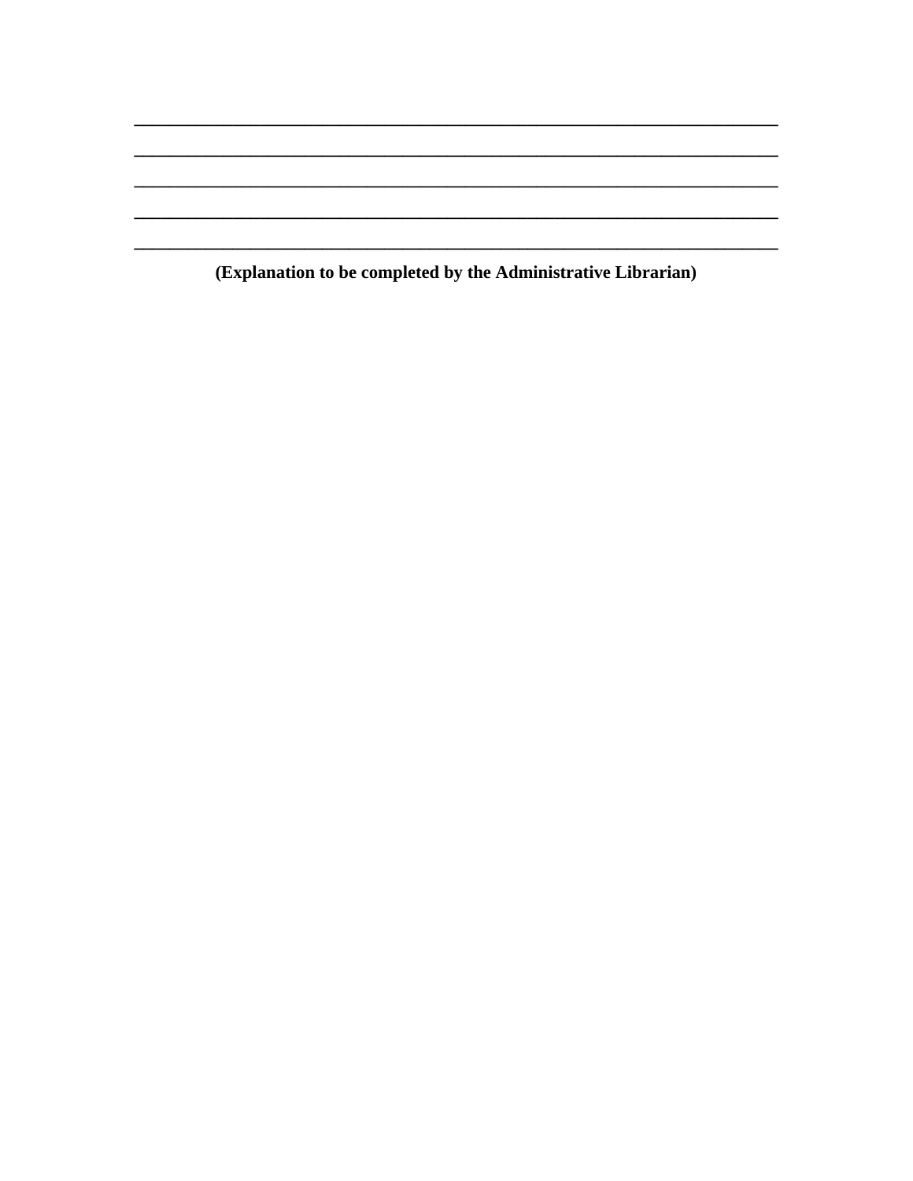\_\_\_\_\_\_\_\_\_\_\_\_\_\_\_\_\_\_\_\_\_\_\_\_\_\_\_\_\_\_\_\_\_\_\_\_\_\_\_\_\_\_\_\_\_\_\_\_\_\_\_\_\_\_\_\_\_\_\_\_\_\_\_\_\_\_\_\_\_\_\_\_\_\_

\_\_\_\_\_\_\_\_\_\_\_\_\_\_\_\_\_\_\_\_\_\_\_\_\_\_\_\_\_\_\_\_\_\_\_\_\_\_\_\_\_\_\_\_\_\_\_\_\_\_\_\_\_\_\_\_\_\_\_\_\_\_\_\_\_\_\_\_\_\_\_\_\_\_

\_\_\_\_\_\_\_\_\_\_\_\_\_\_\_\_\_\_\_\_\_\_\_\_\_\_\_\_\_\_\_\_\_\_\_\_\_\_\_\_\_\_\_\_\_\_\_\_\_\_\_\_\_\_\_\_\_\_\_\_\_\_\_\_\_\_\_\_\_\_\_\_\_\_

\_\_\_\_\_\_\_\_\_\_\_\_\_\_\_\_\_\_\_\_\_\_\_\_\_\_\_\_\_\_\_\_\_\_\_\_\_\_\_\_\_\_\_\_\_\_\_\_\_\_\_\_\_\_\_\_\_\_\_\_\_\_\_\_\_\_\_\_\_\_\_\_\_\_

\_\_\_\_\_\_\_\_\_\_\_\_\_\_\_\_\_\_\_\_\_\_\_\_\_\_\_\_\_\_\_\_\_\_\_\_\_\_\_\_\_\_\_\_\_\_\_\_\_\_\_\_\_\_\_\_\_\_\_\_\_\_\_\_\_\_\_\_\_\_\_\_\_\_

**(Explanation to be completed by the Administrative Librarian)**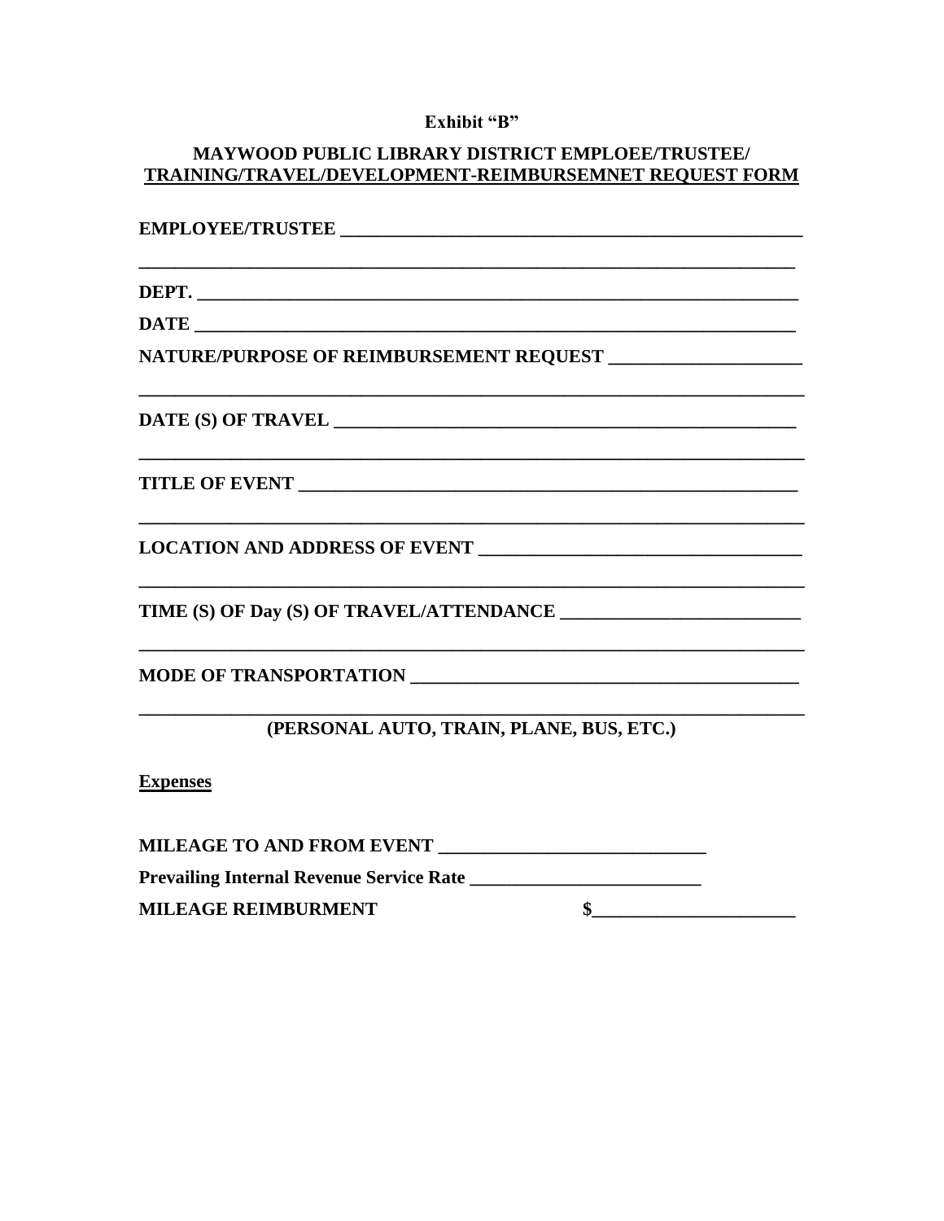**Exhibit “B”**

**MAYWOOD PUBLIC LIBRARY DISTRICT EMPLOEE/TRUSTEE/**
**<u>TRAINING/TRAVEL/DEVELOPMENT-REIMBURSEMNET REQUEST FORM</u>**

**EMPLOYEE/TRUSTEE** ___________________________________________________

_________________________________________________________________________

**DEPT.** _________________________________________________________________

**DATE** _________________________________________________________________

**NATURE/PURPOSE OF REIMBURSEMENT REQUEST** ____________________

_________________________________________________________________________

**DATE (S) OF TRAVEL** ___________________________________________________

_________________________________________________________________________

**TITLE OF EVENT** _______________________________________________________

_________________________________________________________________________

**LOCATION AND ADDRESS OF EVENT** _________________________________

_________________________________________________________________________

**TIME (S) OF Day (S) OF TRAVEL/ATTENDANCE** ________________________

_________________________________________________________________________

**MODE OF TRANSPORTATION** _______________________________________

_________________________________________________________________________

**(PERSONAL AUTO, TRAIN, PLANE, BUS, ETC.)**

**<u>Expenses</u>**

**MILEAGE TO AND FROM EVENT** ___________________________

**Prevailing Internal Revenue Service Rate** ________________________

**MILEAGE REIMBURMENT** $_____________________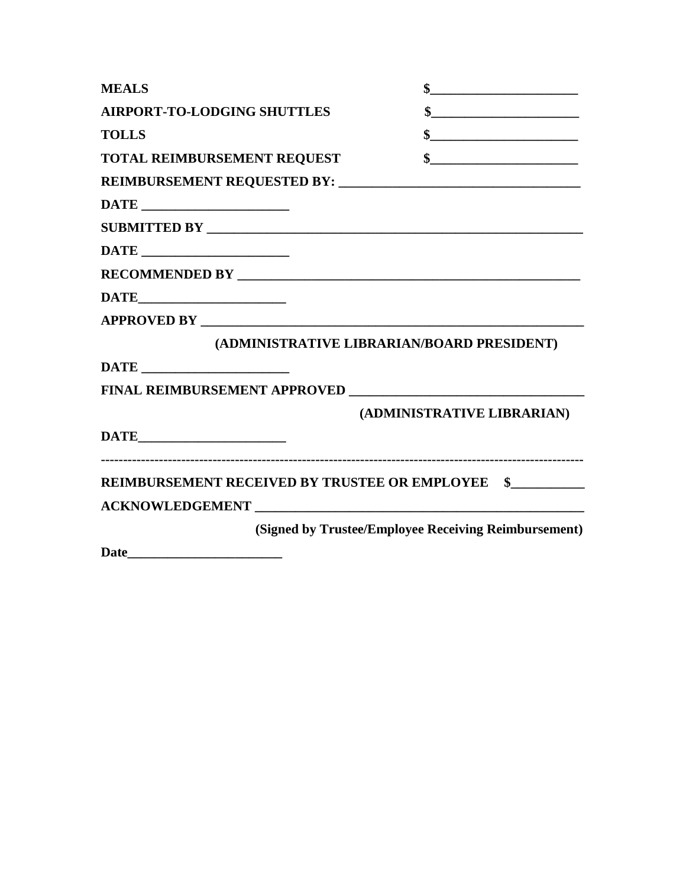**MEALS** $______________________

**AIRPORT-TO-LODGING SHUTTLES** $______________________

**TOLLS** $______________________

**TOTAL REIMBURSEMENT REQUEST** $______________________

**REIMBURSEMENT REQUESTED BY:** ____________________________________

**DATE** ______________________

**SUBMITTED BY** _________________________________________________________

**DATE** ______________________

**RECOMMENDED BY** ____________________________________________________

**DATE**______________________

**APPROVED BY** ________________________________________________________

**(ADMINISTRATIVE LIBRARIAN/BOARD PRESIDENT)**

**DATE** ______________________

**FINAL REIMBURSEMENT APPROVED** ________________________________

**(ADMINISTRATIVE LIBRARIAN)**

**DATE**______________________

---

**REIMBURSEMENT RECEIVED BY TRUSTEE OR EMPLOYEE** $___________

**ACKNOWLEDGEMENT** _______________________________________________

**(Signed by Trustee/Employee Receiving Reimbursement)**

**Date**________________________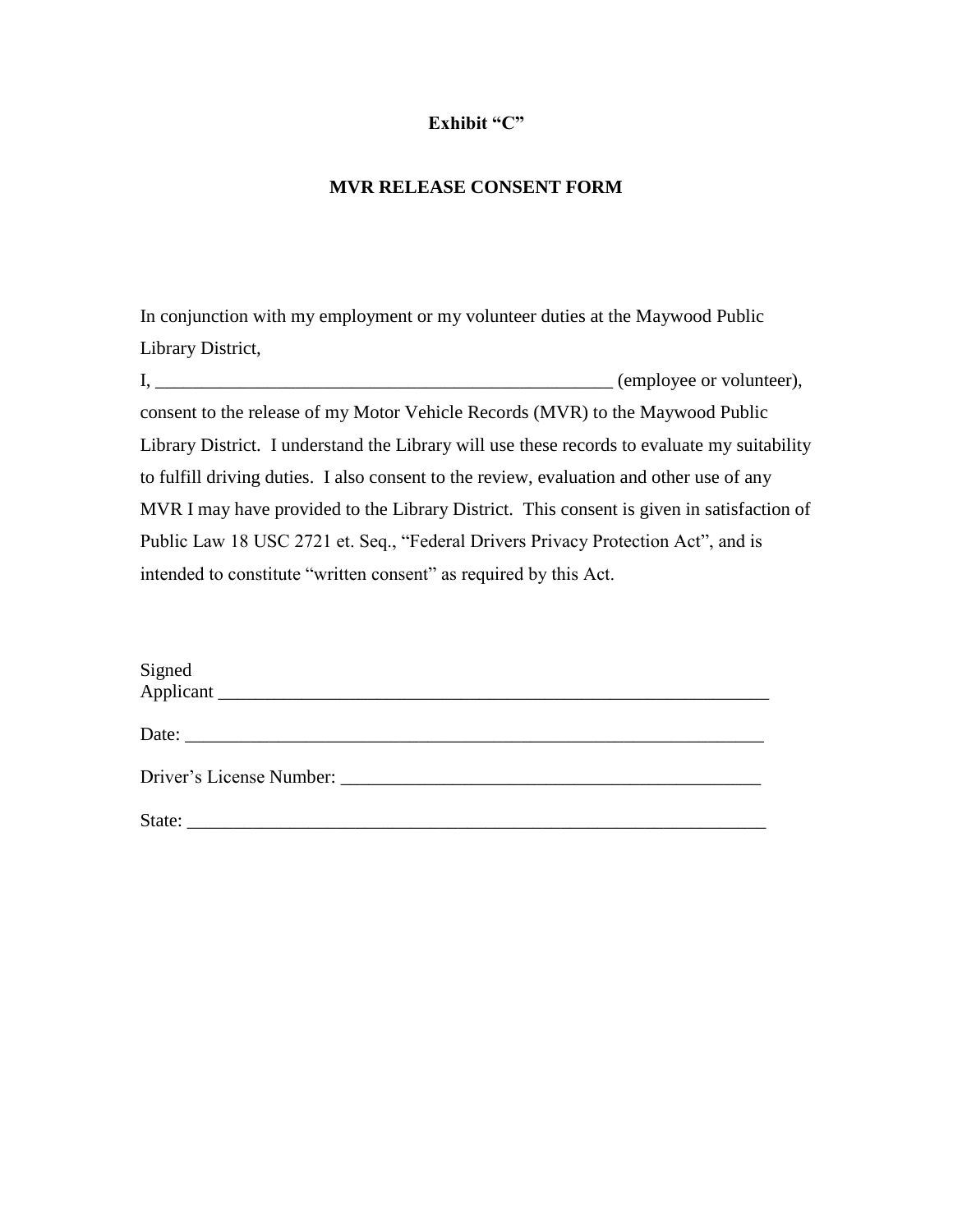**Exhibit "C"**

**MVR RELEASE CONSENT FORM**

In conjunction with my employment or my volunteer duties at the Maywood Public Library District,

I, __________________________________________________ (employee or volunteer), consent to the release of my Motor Vehicle Records (MVR) to the Maywood Public Library District. I understand the Library will use these records to evaluate my suitability to fulfill driving duties. I also consent to the review, evaluation and other use of any MVR I may have provided to the Library District. This consent is given in satisfaction of Public Law 18 USC 2721 et. Seq., "Federal Drivers Privacy Protection Act", and is intended to constitute "written consent" as required by this Act.

Signed
Applicant ____________________________________________________________

Date: ________________________________________________________________

Driver's License Number: ______________________________________________

State: _______________________________________________________________